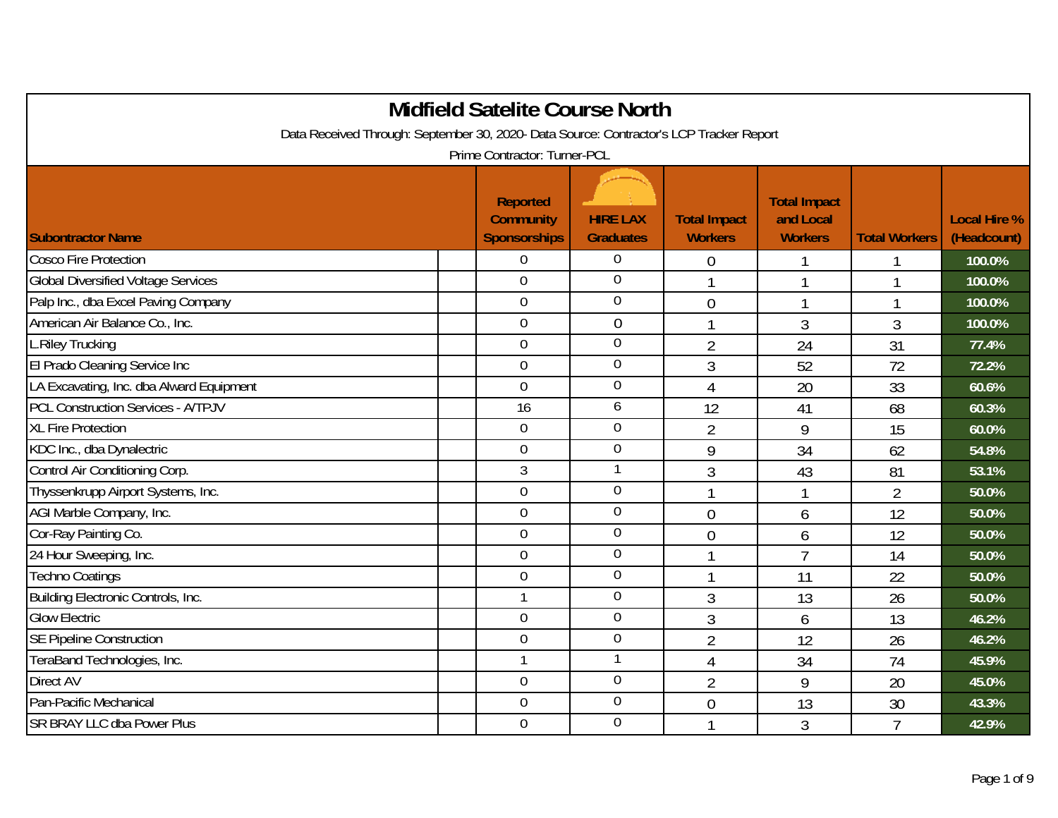# Midfield Satelite Course North

Data Received Through: September 30, 2020- Data Source: Contractor's LCP Tracker Report

Prime Contractor: Turner-PCL

| Subontractor Name | Reported Community Sponsorships | HIRE LAX Graduates | Total Impact Workers | Total Impact and Local Workers | Total Workers | Local Hire % (Headcount) |
|---|---|---|---|---|---|---|
| Cosco Fire Protection | 0 | 0 | 0 | 1 | 1 | 100.0% |
| Global Diversified Voltage Services | 0 | 0 | 1 | 1 | 1 | 100.0% |
| Palp Inc., dba Excel Paving Company | 0 | 0 | 0 | 1 | 1 | 100.0% |
| American Air Balance Co., Inc. | 0 | 0 | 1 | 3 | 3 | 100.0% |
| L.Riley Trucking | 0 | 0 | 2 | 24 | 31 | 77.4% |
| El Prado Cleaning Service Inc | 0 | 0 | 3 | 52 | 72 | 72.2% |
| LA Excavating, Inc. dba Alward Equipment | 0 | 0 | 4 | 20 | 33 | 60.6% |
| PCL Construction Services - A/TPJV | 16 | 6 | 12 | 41 | 68 | 60.3% |
| XL Fire Protection | 0 | 0 | 2 | 9 | 15 | 60.0% |
| KDC Inc., dba Dynalectric | 0 | 0 | 9 | 34 | 62 | 54.8% |
| Control Air Conditioning Corp. | 3 | 1 | 3 | 43 | 81 | 53.1% |
| Thyssenkrupp Airport Systems, Inc. | 0 | 0 | 1 | 1 | 2 | 50.0% |
| AGI Marble Company, Inc. | 0 | 0 | 0 | 6 | 12 | 50.0% |
| Cor-Ray Painting Co. | 0 | 0 | 0 | 6 | 12 | 50.0% |
| 24 Hour Sweeping, Inc. | 0 | 0 | 1 | 7 | 14 | 50.0% |
| Techno Coatings | 0 | 0 | 1 | 11 | 22 | 50.0% |
| Building Electronic Controls, Inc. | 1 | 0 | 3 | 13 | 26 | 50.0% |
| Glow Electric | 0 | 0 | 3 | 6 | 13 | 46.2% |
| SE Pipeline Construction | 0 | 0 | 2 | 12 | 26 | 46.2% |
| TeraBand Technologies, Inc. | 1 | 1 | 4 | 34 | 74 | 45.9% |
| Direct AV | 0 | 0 | 2 | 9 | 20 | 45.0% |
| Pan-Pacific Mechanical | 0 | 0 | 0 | 13 | 30 | 43.3% |
| SR BRAY LLC dba Power Plus | 0 | 0 | 1 | 3 | 7 | 42.9% |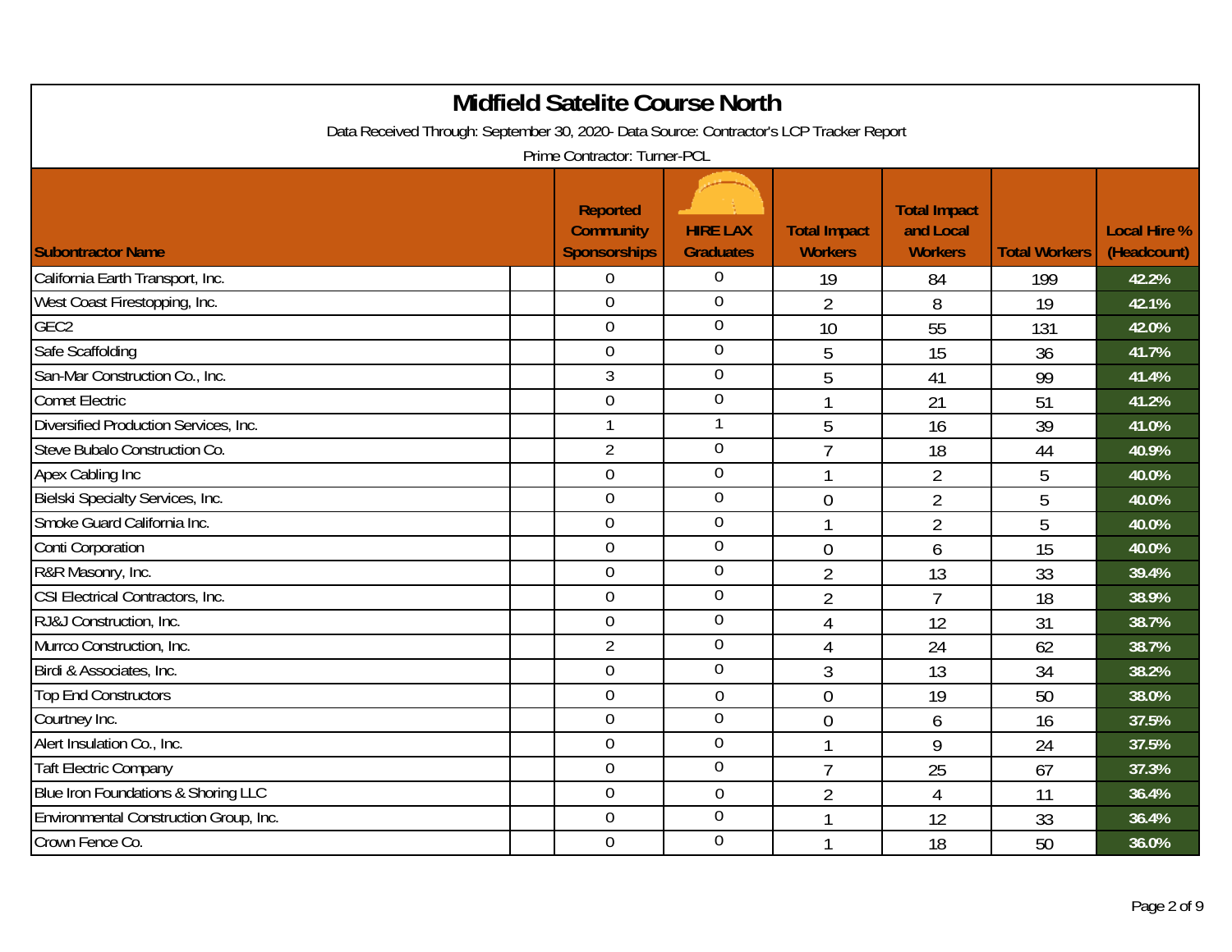# Midfield Satelite Course North

Data Received Through: September 30, 2020- Data Source: Contractor's LCP Tracker Report

Prime Contractor: Turner-PCL

| Subontractor Name | Reported Community Sponsorships | HIRE LAX Graduates | Total Impact Workers | Total Impact and Local Workers | Total Workers | Local Hire % (Headcount) |
|---|---|---|---|---|---|---|
| California Earth Transport, Inc. | 0 | 0 | 19 | 84 | 199 | 42.2% |
| West Coast Firestopping, Inc. | 0 | 0 | 2 | 8 | 19 | 42.1% |
| GEC2 | 0 | 0 | 10 | 55 | 131 | 42.0% |
| Safe Scaffolding | 0 | 0 | 5 | 15 | 36 | 41.7% |
| San-Mar Construction Co., Inc. | 3 | 0 | 5 | 41 | 99 | 41.4% |
| Comet Electric | 0 | 0 | 1 | 21 | 51 | 41.2% |
| Diversified Production Services, Inc. | 1 | 1 | 5 | 16 | 39 | 41.0% |
| Steve Bubalo Construction Co. | 2 | 0 | 7 | 18 | 44 | 40.9% |
| Apex Cabling Inc | 0 | 0 | 1 | 2 | 5 | 40.0% |
| Bielski Specialty Services, Inc. | 0 | 0 | 0 | 2 | 5 | 40.0% |
| Smoke Guard California Inc. | 0 | 0 | 1 | 2 | 5 | 40.0% |
| Conti Corporation | 0 | 0 | 0 | 6 | 15 | 40.0% |
| R&R Masonry, Inc. | 0 | 0 | 2 | 13 | 33 | 39.4% |
| CSI Electrical Contractors, Inc. | 0 | 0 | 2 | 7 | 18 | 38.9% |
| RJ&J Construction, Inc. | 0 | 0 | 4 | 12 | 31 | 38.7% |
| Murrco Construction, Inc. | 2 | 0 | 4 | 24 | 62 | 38.7% |
| Birdi & Associates, Inc. | 0 | 0 | 3 | 13 | 34 | 38.2% |
| Top End Constructors | 0 | 0 | 0 | 19 | 50 | 38.0% |
| Courtney Inc. | 0 | 0 | 0 | 6 | 16 | 37.5% |
| Alert Insulation Co., Inc. | 0 | 0 | 1 | 9 | 24 | 37.5% |
| Taft Electric Company | 0 | 0 | 7 | 25 | 67 | 37.3% |
| Blue Iron Foundations & Shoring LLC | 0 | 0 | 2 | 4 | 11 | 36.4% |
| Environmental Construction Group, Inc. | 0 | 0 | 1 | 12 | 33 | 36.4% |
| Crown Fence Co. | 0 | 0 | 1 | 18 | 50 | 36.0% |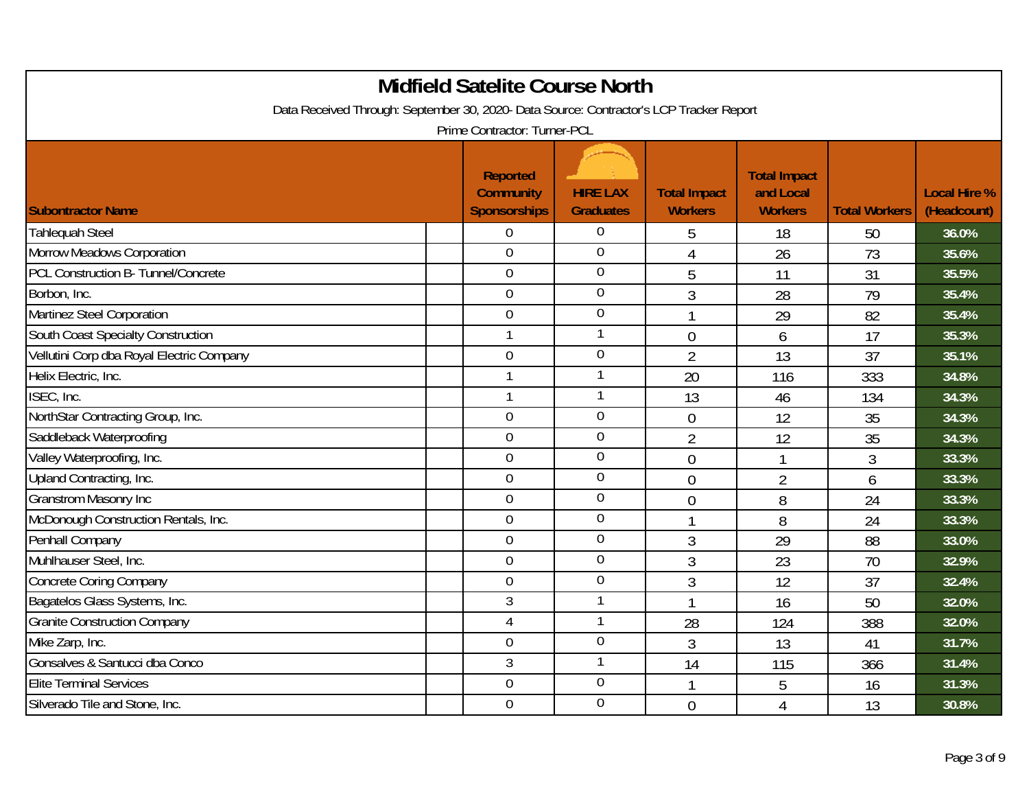# Midfield Satelite Course North

Data Received Through: September 30, 2020- Data Source: Contractor's LCP Tracker Report

Prime Contractor: Turner-PCL

| Subontractor Name | Reported Community Sponsorships | HIRE LAX Graduates | Total Impact Workers | Total Impact and Local Workers | Total Workers | Local Hire % (Headcount) |
|---|---|---|---|---|---|---|
| Tahlequah Steel | 0 | 0 | 5 | 18 | 50 | 36.0% |
| Morrow Meadows Corporation | 0 | 0 | 4 | 26 | 73 | 35.6% |
| PCL Construction B- Tunnel/Concrete | 0 | 0 | 5 | 11 | 31 | 35.5% |
| Borbon, Inc. | 0 | 0 | 3 | 28 | 79 | 35.4% |
| Martinez Steel Corporation | 0 | 0 | 1 | 29 | 82 | 35.4% |
| South Coast Specialty Construction | 1 | 1 | 0 | 6 | 17 | 35.3% |
| Vellutini Corp dba Royal Electric Company | 0 | 0 | 2 | 13 | 37 | 35.1% |
| Helix Electric, Inc. | 1 | 1 | 20 | 116 | 333 | 34.8% |
| ISEC, Inc. | 1 | 1 | 13 | 46 | 134 | 34.3% |
| NorthStar Contracting Group, Inc. | 0 | 0 | 0 | 12 | 35 | 34.3% |
| Saddleback Waterproofing | 0 | 0 | 2 | 12 | 35 | 34.3% |
| Valley Waterproofing, Inc. | 0 | 0 | 0 | 1 | 3 | 33.3% |
| Upland Contracting, Inc. | 0 | 0 | 0 | 2 | 6 | 33.3% |
| Granstrom Masonry Inc | 0 | 0 | 0 | 8 | 24 | 33.3% |
| McDonough Construction Rentals, Inc. | 0 | 0 | 1 | 8 | 24 | 33.3% |
| Penhall Company | 0 | 0 | 3 | 29 | 88 | 33.0% |
| Muhlhauser Steel, Inc. | 0 | 0 | 3 | 23 | 70 | 32.9% |
| Concrete Coring Company | 0 | 0 | 3 | 12 | 37 | 32.4% |
| Bagatelos Glass Systems, Inc. | 3 | 1 | 1 | 16 | 50 | 32.0% |
| Granite Construction Company | 4 | 1 | 28 | 124 | 388 | 32.0% |
| Mike Zarp, Inc. | 0 | 0 | 3 | 13 | 41 | 31.7% |
| Gonsalves & Santucci dba Conco | 3 | 1 | 14 | 115 | 366 | 31.4% |
| Elite Terminal Services | 0 | 0 | 1 | 5 | 16 | 31.3% |
| Silverado Tile and Stone, Inc. | 0 | 0 | 0 | 4 | 13 | 30.8% |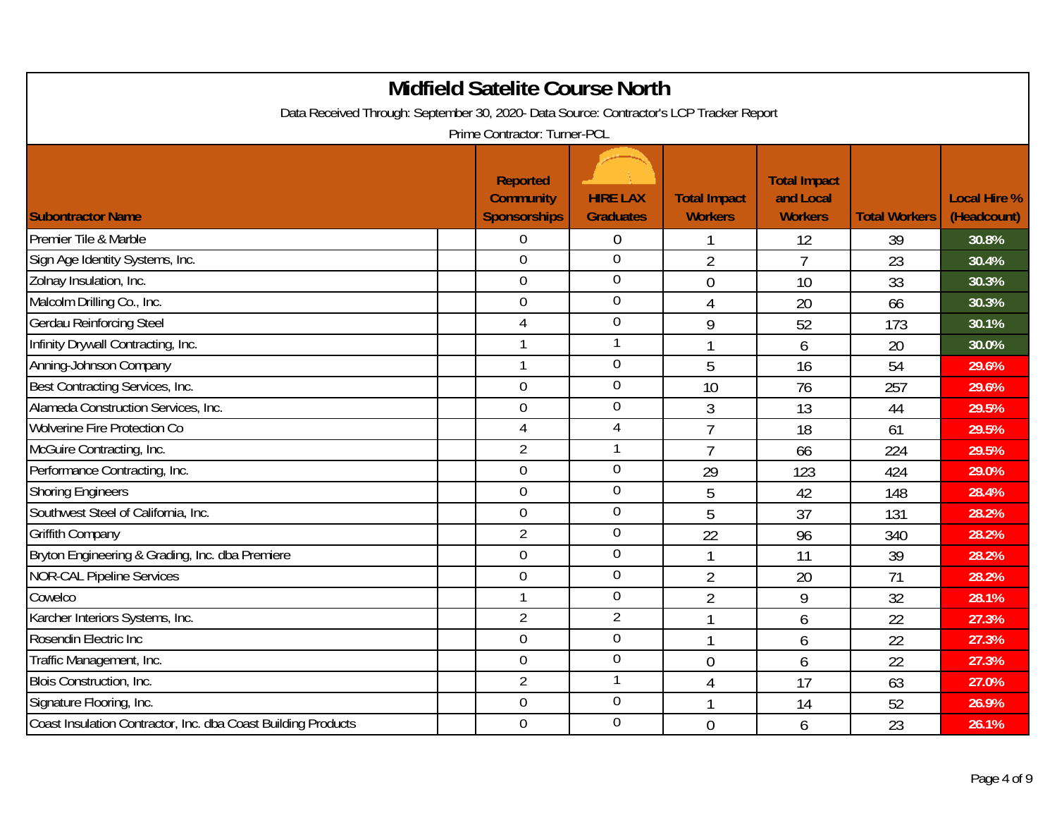# Midfield Satelite Course North

Data Received Through: September 30, 2020- Data Source: Contractor's LCP Tracker Report

Prime Contractor: Turner-PCL

| Subontractor Name | Reported Community Sponsorships | HIRE LAX Graduates | Total Impact Workers | Total Impact and Local Workers | Total Workers | Local Hire % (Headcount) |
|---|---|---|---|---|---|---|
| Premier Tile & Marble | 0 | 0 | 1 | 12 | 39 | 30.8% |
| Sign Age Identity Systems, Inc. | 0 | 0 | 2 | 7 | 23 | 30.4% |
| Zolnay Insulation, Inc. | 0 | 0 | 0 | 10 | 33 | 30.3% |
| Malcolm Drilling Co., Inc. | 0 | 0 | 4 | 20 | 66 | 30.3% |
| Gerdau Reinforcing Steel | 4 | 0 | 9 | 52 | 173 | 30.1% |
| Infinity Drywall Contracting, Inc. | 1 | 1 | 1 | 6 | 20 | 30.0% |
| Anning-Johnson Company | 1 | 0 | 5 | 16 | 54 | 29.6% |
| Best Contracting Services, Inc. | 0 | 0 | 10 | 76 | 257 | 29.6% |
| Alameda Construction Services, Inc. | 0 | 0 | 3 | 13 | 44 | 29.5% |
| Wolverine Fire Protection Co | 4 | 4 | 7 | 18 | 61 | 29.5% |
| McGuire Contracting, Inc. | 2 | 1 | 7 | 66 | 224 | 29.5% |
| Performance Contracting, Inc. | 0 | 0 | 29 | 123 | 424 | 29.0% |
| Shoring Engineers | 0 | 0 | 5 | 42 | 148 | 28.4% |
| Southwest Steel of California, Inc. | 0 | 0 | 5 | 37 | 131 | 28.2% |
| Griffith Company | 2 | 0 | 22 | 96 | 340 | 28.2% |
| Bryton Engineering & Grading, Inc. dba Premiere | 0 | 0 | 1 | 11 | 39 | 28.2% |
| NOR-CAL Pipeline Services | 0 | 0 | 2 | 20 | 71 | 28.2% |
| Cowelco | 1 | 0 | 2 | 9 | 32 | 28.1% |
| Karcher Interiors Systems, Inc. | 2 | 2 | 1 | 6 | 22 | 27.3% |
| Rosendin Electric Inc | 0 | 0 | 1 | 6 | 22 | 27.3% |
| Traffic Management, Inc. | 0 | 0 | 0 | 6 | 22 | 27.3% |
| Blois Construction, Inc. | 2 | 1 | 4 | 17 | 63 | 27.0% |
| Signature Flooring, Inc. | 0 | 0 | 1 | 14 | 52 | 26.9% |
| Coast Insulation Contractor, Inc. dba Coast Building Products | 0 | 0 | 0 | 6 | 23 | 26.1% |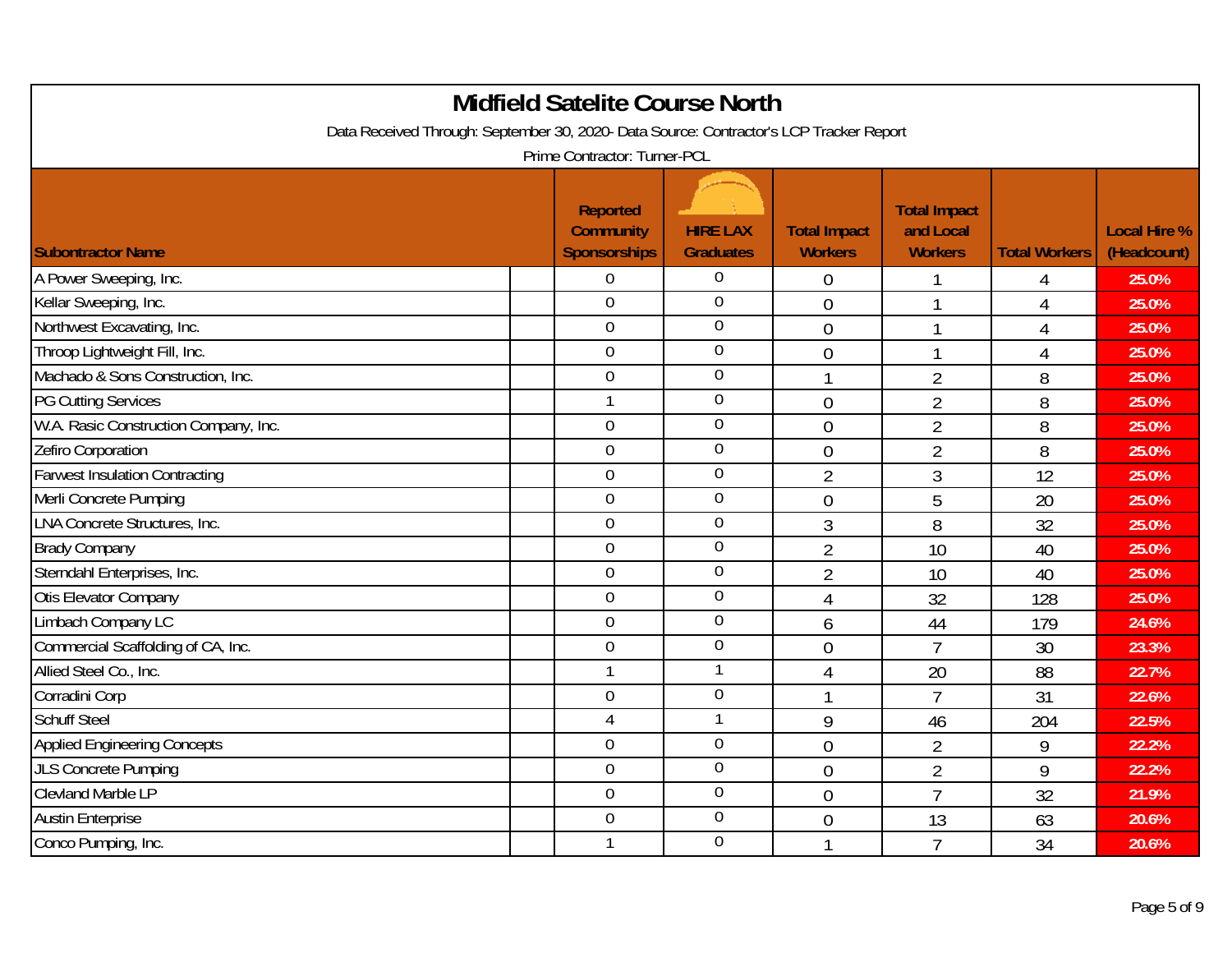# Midfield Satelite Course North

Data Received Through: September 30, 2020- Data Source: Contractor's LCP Tracker Report

Prime Contractor: Turner-PCL

| Subontractor Name | Reported Community Sponsorships | HIRE LAX Graduates | Total Impact Workers | Total Impact and Local Workers | Total Workers | Local Hire % (Headcount) |
|---|---|---|---|---|---|---|
| A Power Sweeping, Inc. | 0 | 0 | 0 | 1 | 4 | 25.0% |
| Kellar Sweeping, Inc. | 0 | 0 | 0 | 1 | 4 | 25.0% |
| Northwest Excavating, Inc. | 0 | 0 | 0 | 1 | 4 | 25.0% |
| Throop Lightweight Fill, Inc. | 0 | 0 | 0 | 1 | 4 | 25.0% |
| Machado & Sons Construction, Inc. | 0 | 0 | 1 | 2 | 8 | 25.0% |
| PG Cutting Services | 1 | 0 | 0 | 2 | 8 | 25.0% |
| W.A. Rasic Construction Company, Inc. | 0 | 0 | 0 | 2 | 8 | 25.0% |
| Zefiro Corporation | 0 | 0 | 0 | 2 | 8 | 25.0% |
| Farwest Insulation Contracting | 0 | 0 | 2 | 3 | 12 | 25.0% |
| Merli Concrete Pumping | 0 | 0 | 0 | 5 | 20 | 25.0% |
| LNA Concrete Structures, Inc. | 0 | 0 | 3 | 8 | 32 | 25.0% |
| Brady Company | 0 | 0 | 2 | 10 | 40 | 25.0% |
| Sterndahl Enterprises, Inc. | 0 | 0 | 2 | 10 | 40 | 25.0% |
| Otis Elevator Company | 0 | 0 | 4 | 32 | 128 | 25.0% |
| Limbach Company LC | 0 | 0 | 6 | 44 | 179 | 24.6% |
| Commercial Scaffolding of CA, Inc. | 0 | 0 | 0 | 7 | 30 | 23.3% |
| Allied Steel Co., Inc. | 1 | 1 | 4 | 20 | 88 | 22.7% |
| Corradini Corp | 0 | 0 | 1 | 7 | 31 | 22.6% |
| Schuff Steel | 4 | 1 | 9 | 46 | 204 | 22.5% |
| Applied Engineering Concepts | 0 | 0 | 0 | 2 | 9 | 22.2% |
| JLS Concrete Pumping | 0 | 0 | 0 | 2 | 9 | 22.2% |
| Clevland Marble LP | 0 | 0 | 0 | 7 | 32 | 21.9% |
| Austin Enterprise | 0 | 0 | 0 | 13 | 63 | 20.6% |
| Conco Pumping, Inc. | 1 | 0 | 1 | 7 | 34 | 20.6% |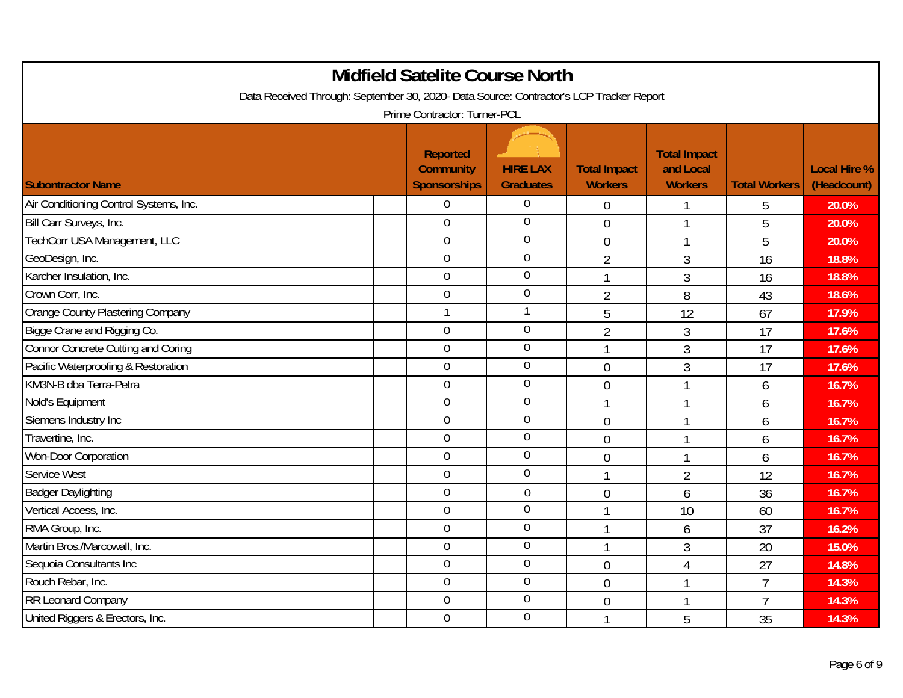# Midfield Satelite Course North

Data Received Through: September 30, 2020- Data Source: Contractor's LCP Tracker Report

Prime Contractor: Turner-PCL

| Subontractor Name | Reported Community Sponsorships | HIRE LAX Graduates | Total Impact Workers | Total Impact and Local Workers | Total Workers | Local Hire % (Headcount) |
|---|---|---|---|---|---|---|
| Air Conditioning Control Systems, Inc. | 0 | 0 | 0 | 1 | 5 | 20.0% |
| Bill Carr Surveys, Inc. | 0 | 0 | 0 | 1 | 5 | 20.0% |
| TechCorr USA Management, LLC | 0 | 0 | 0 | 1 | 5 | 20.0% |
| GeoDesign, Inc. | 0 | 0 | 2 | 3 | 16 | 18.8% |
| Karcher Insulation, Inc. | 0 | 0 | 1 | 3 | 16 | 18.8% |
| Crown Corr, Inc. | 0 | 0 | 2 | 8 | 43 | 18.6% |
| Orange County Plastering Company | 1 | 1 | 5 | 12 | 67 | 17.9% |
| Bigge Crane and Rigging Co. | 0 | 0 | 2 | 3 | 17 | 17.6% |
| Connor Concrete Cutting and Coring | 0 | 0 | 1 | 3 | 17 | 17.6% |
| Pacific Waterproofing & Restoration | 0 | 0 | 0 | 3 | 17 | 17.6% |
| KM3N-B dba Terra-Petra | 0 | 0 | 0 | 1 | 6 | 16.7% |
| Nold's Equipment | 0 | 0 | 1 | 1 | 6 | 16.7% |
| Siemens Industry Inc | 0 | 0 | 0 | 1 | 6 | 16.7% |
| Travertine, Inc. | 0 | 0 | 0 | 1 | 6 | 16.7% |
| Won-Door Corporation | 0 | 0 | 0 | 1 | 6 | 16.7% |
| Service West | 0 | 0 | 1 | 2 | 12 | 16.7% |
| Badger Daylighting | 0 | 0 | 0 | 6 | 36 | 16.7% |
| Vertical Access, Inc. | 0 | 0 | 1 | 10 | 60 | 16.7% |
| RMA Group, Inc. | 0 | 0 | 1 | 6 | 37 | 16.2% |
| Martin Bros./Marcowall, Inc. | 0 | 0 | 1 | 3 | 20 | 15.0% |
| Sequoia Consultants Inc | 0 | 0 | 0 | 4 | 27 | 14.8% |
| Rouch Rebar, Inc. | 0 | 0 | 0 | 1 | 7 | 14.3% |
| RR Leonard Company | 0 | 0 | 0 | 1 | 7 | 14.3% |
| United Riggers & Erectors, Inc. | 0 | 0 | 1 | 5 | 35 | 14.3% |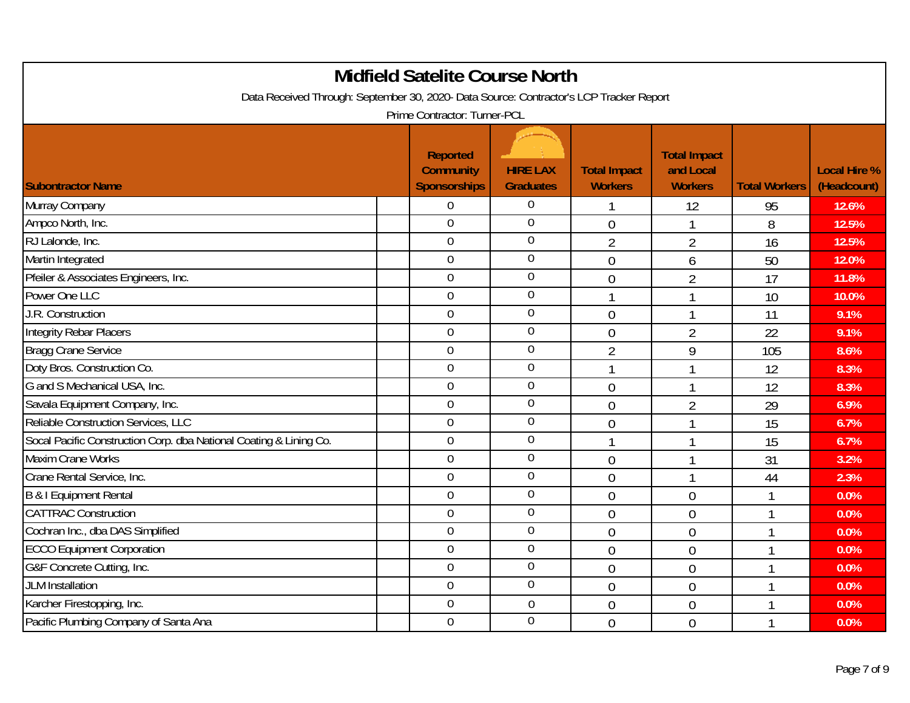# Midfield Satelite Course North

Data Received Through: September 30, 2020- Data Source: Contractor's LCP Tracker Report

Prime Contractor: Turner-PCL

| Subontractor Name | Reported Community Sponsorships | HIRE LAX Graduates | Total Impact Workers | Total Impact and Local Workers | Total Workers | Local Hire % (Headcount) |
|---|---|---|---|---|---|---|
| Murray Company | 0 | 0 | 1 | 12 | 95 | 12.6% |
| Ampco North, Inc. | 0 | 0 | 0 | 1 | 8 | 12.5% |
| RJ Lalonde, Inc. | 0 | 0 | 2 | 2 | 16 | 12.5% |
| Martin Integrated | 0 | 0 | 0 | 6 | 50 | 12.0% |
| Pfeiler & Associates Engineers, Inc. | 0 | 0 | 0 | 2 | 17 | 11.8% |
| Power One LLC | 0 | 0 | 1 | 1 | 10 | 10.0% |
| J.R. Construction | 0 | 0 | 0 | 1 | 11 | 9.1% |
| Integrity Rebar Placers | 0 | 0 | 0 | 2 | 22 | 9.1% |
| Bragg Crane Service | 0 | 0 | 2 | 9 | 105 | 8.6% |
| Doty Bros. Construction Co. | 0 | 0 | 1 | 1 | 12 | 8.3% |
| G and S Mechanical USA, Inc. | 0 | 0 | 0 | 1 | 12 | 8.3% |
| Savala Equipment Company, Inc. | 0 | 0 | 0 | 2 | 29 | 6.9% |
| Reliable Construction Services, LLC | 0 | 0 | 0 | 1 | 15 | 6.7% |
| Socal Pacific Construction Corp. dba National Coating & Lining Co. | 0 | 0 | 1 | 1 | 15 | 6.7% |
| Maxim Crane Works | 0 | 0 | 0 | 1 | 31 | 3.2% |
| Crane Rental Service, Inc. | 0 | 0 | 0 | 1 | 44 | 2.3% |
| B & I Equipment Rental | 0 | 0 | 0 | 0 | 1 | 0.0% |
| CATTRAC Construction | 0 | 0 | 0 | 0 | 1 | 0.0% |
| Cochran Inc., dba DAS Simplified | 0 | 0 | 0 | 0 | 1 | 0.0% |
| ECCO Equipment Corporation | 0 | 0 | 0 | 0 | 1 | 0.0% |
| G&F Concrete Cutting, Inc. | 0 | 0 | 0 | 0 | 1 | 0.0% |
| JLM Installation | 0 | 0 | 0 | 0 | 1 | 0.0% |
| Karcher Firestopping, Inc. | 0 | 0 | 0 | 0 | 1 | 0.0% |
| Pacific Plumbing Company of Santa Ana | 0 | 0 | 0 | 0 | 1 | 0.0% |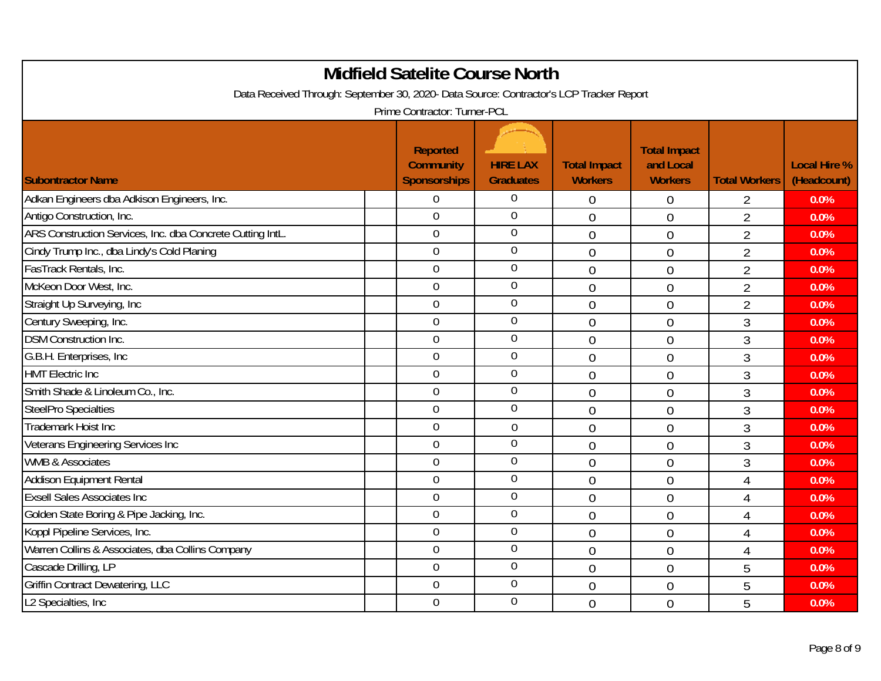# Midfield Satelite Course North

Data Received Through: September 30, 2020- Data Source: Contractor's LCP Tracker Report

Prime Contractor: Turner-PCL

| Subontractor Name | Reported Community Sponsorships | HIRE LAX Graduates | Total Impact Workers | Total Impact and Local Workers | Total Workers | Local Hire % (Headcount) |
|---|---|---|---|---|---|---|
| Adkan Engineers dba Adkison Engineers, Inc. | 0 | 0 | 0 | 0 | 2 | 0.0% |
| Antigo Construction, Inc. | 0 | 0 | 0 | 0 | 2 | 0.0% |
| ARS Construction Services, Inc. dba Concrete Cutting IntL. | 0 | 0 | 0 | 0 | 2 | 0.0% |
| Cindy Trump Inc., dba Lindy's Cold Planing | 0 | 0 | 0 | 0 | 2 | 0.0% |
| FasTrack Rentals, Inc. | 0 | 0 | 0 | 0 | 2 | 0.0% |
| McKeon Door West, Inc. | 0 | 0 | 0 | 0 | 2 | 0.0% |
| Straight Up Surveying, Inc | 0 | 0 | 0 | 0 | 2 | 0.0% |
| Century Sweeping, Inc. | 0 | 0 | 0 | 0 | 3 | 0.0% |
| DSM Construction Inc. | 0 | 0 | 0 | 0 | 3 | 0.0% |
| G.B.H. Enterprises, Inc | 0 | 0 | 0 | 0 | 3 | 0.0% |
| HMT Electric Inc | 0 | 0 | 0 | 0 | 3 | 0.0% |
| Smith Shade & Linoleum Co., Inc. | 0 | 0 | 0 | 0 | 3 | 0.0% |
| SteelPro Specialties | 0 | 0 | 0 | 0 | 3 | 0.0% |
| Trademark Hoist Inc | 0 | 0 | 0 | 0 | 3 | 0.0% |
| Veterans Engineering Services Inc | 0 | 0 | 0 | 0 | 3 | 0.0% |
| WMB & Associates | 0 | 0 | 0 | 0 | 3 | 0.0% |
| Addison Equipment Rental | 0 | 0 | 0 | 0 | 4 | 0.0% |
| Exsell Sales Associates Inc | 0 | 0 | 0 | 0 | 4 | 0.0% |
| Golden State Boring & Pipe Jacking, Inc. | 0 | 0 | 0 | 0 | 4 | 0.0% |
| Koppl Pipeline Services, Inc. | 0 | 0 | 0 | 0 | 4 | 0.0% |
| Warren Collins & Associates, dba Collins Company | 0 | 0 | 0 | 0 | 4 | 0.0% |
| Cascade Drilling, LP | 0 | 0 | 0 | 0 | 5 | 0.0% |
| Griffin Contract Dewatering, LLC | 0 | 0 | 0 | 0 | 5 | 0.0% |
| L2 Specialties, Inc | 0 | 0 | 0 | 0 | 5 | 0.0% |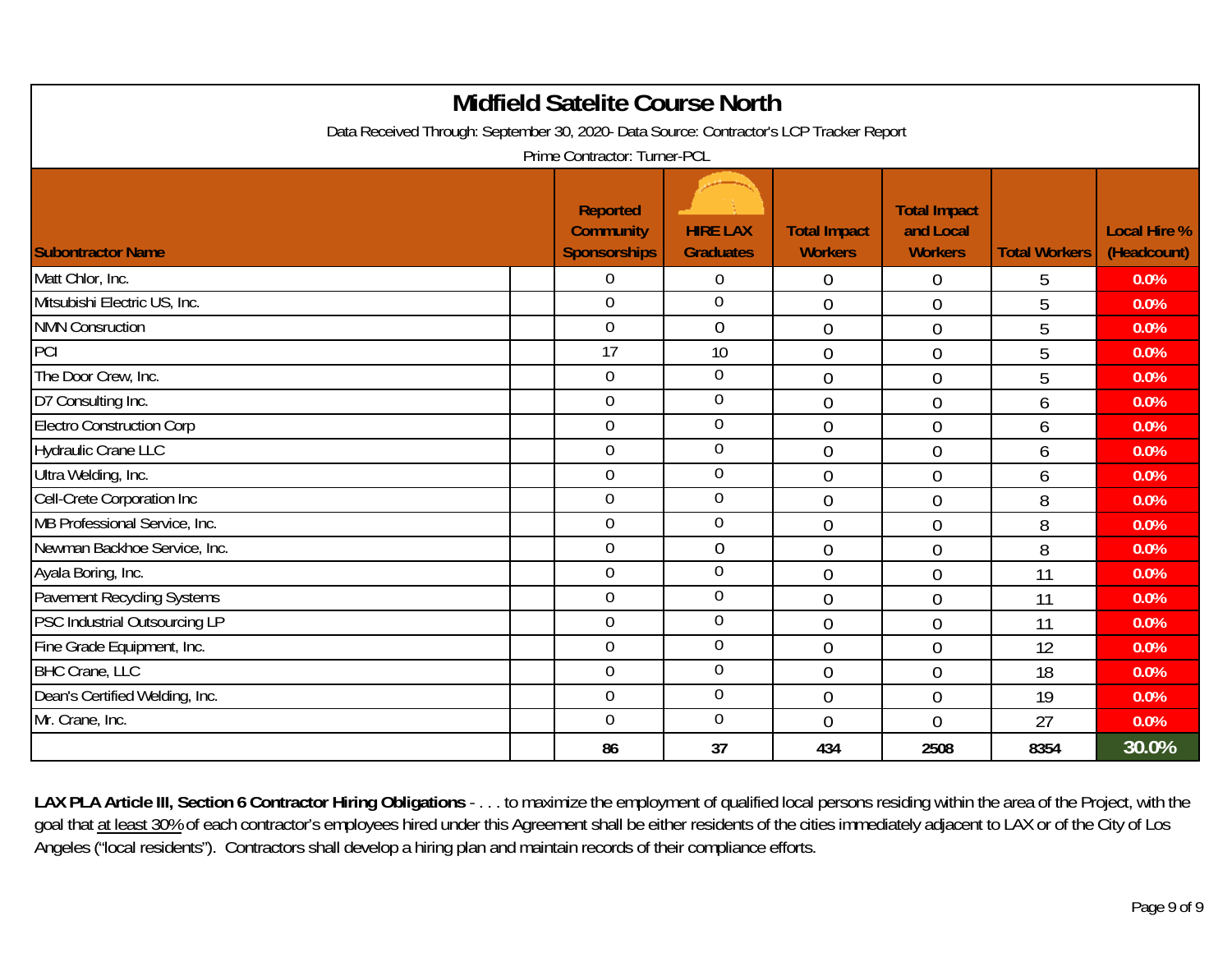# Midfield Satelite Course North

Data Received Through: September 30, 2020- Data Source: Contractor's LCP Tracker Report

Prime Contractor: Turner-PCL

| Subontractor Name | | Reported Community Sponsorships | HIRE LAX Graduates | Total Impact Workers | Total Impact and Local Workers | Total Workers | Local Hire % (Headcount) |
|---|---|---|---|---|---|---|---|
| Matt Chlor, Inc. | | 0 | 0 | 0 | 0 | 5 | 0.0% |
| Mitsubishi Electric US, Inc. | | 0 | 0 | 0 | 0 | 5 | 0.0% |
| NMN Consruction | | 0 | 0 | 0 | 0 | 5 | 0.0% |
| PCI | | 17 | 10 | 0 | 0 | 5 | 0.0% |
| The Door Crew, Inc. | | 0 | 0 | 0 | 0 | 5 | 0.0% |
| D7 Consulting Inc. | | 0 | 0 | 0 | 0 | 6 | 0.0% |
| Electro Construction Corp | | 0 | 0 | 0 | 0 | 6 | 0.0% |
| Hydraulic Crane LLC | | 0 | 0 | 0 | 0 | 6 | 0.0% |
| Ultra Welding, Inc. | | 0 | 0 | 0 | 0 | 6 | 0.0% |
| Cell-Crete Corporation Inc | | 0 | 0 | 0 | 0 | 8 | 0.0% |
| MB Professional Service, Inc. | | 0 | 0 | 0 | 0 | 8 | 0.0% |
| Newman Backhoe Service, Inc. | | 0 | 0 | 0 | 0 | 8 | 0.0% |
| Ayala Boring, Inc. | | 0 | 0 | 0 | 0 | 11 | 0.0% |
| Pavement Recycling Systems | | 0 | 0 | 0 | 0 | 11 | 0.0% |
| PSC Industrial Outsourcing LP | | 0 | 0 | 0 | 0 | 11 | 0.0% |
| Fine Grade Equipment, Inc. | | 0 | 0 | 0 | 0 | 12 | 0.0% |
| BHC Crane, LLC | | 0 | 0 | 0 | 0 | 18 | 0.0% |
| Dean's Certified Welding, Inc. | | 0 | 0 | 0 | 0 | 19 | 0.0% |
| Mr. Crane, Inc. | | 0 | 0 | 0 | 0 | 27 | 0.0% |
| | | **86** | **37** | **434** | **2508** | **8354** | **30.0%** |

**LAX PLA Article III, Section 6 Contractor Hiring Obligations** - . . . to maximize the employment of qualified local persons residing within the area of the Project, with the goal that at least 30% of each contractor's employees hired under this Agreement shall be either residents of the cities immediately adjacent to LAX or of the City of Los Angeles ("local residents"). Contractors shall develop a hiring plan and maintain records of their compliance efforts.